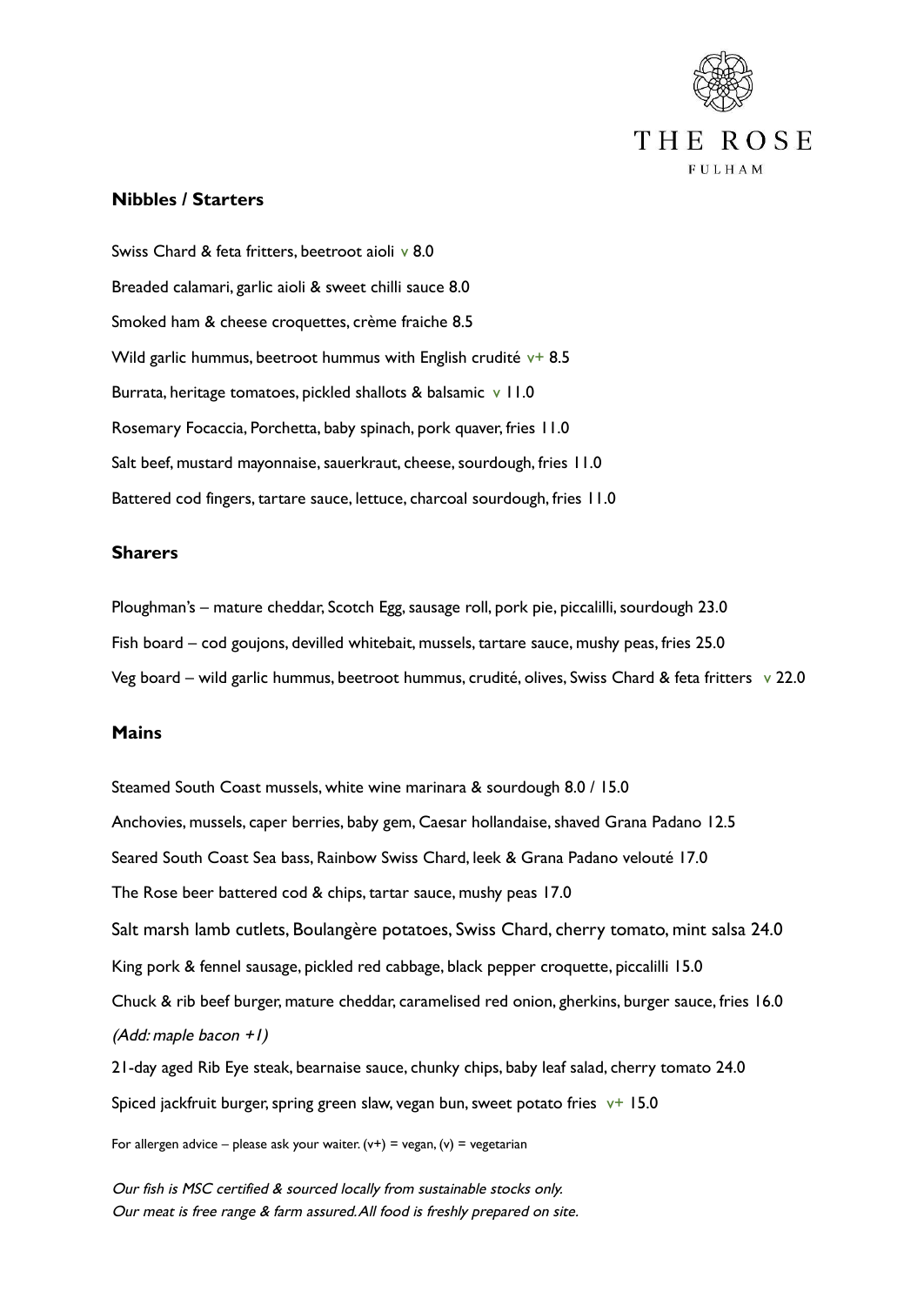# THE ROSE

FULHAM

## Nibbles / Starters

Swiss Chard & feta fritters, beetroot aioli v 8.0

Breaded calamari, garlic aioli & sweet chilli sauce 8.0

Smoked ham & cheese croquettes, crème fraiche 8.5

Wild garlic hummus, beetroot hummus with English crudité v+ 8.5

Burrata, heritage tomatoes, pickled shallots & balsamic v 11.0

Rosemary Focaccia, Porchetta, baby spinach, pork quaver, fries 11.0

Salt beef, mustard mayonnaise, sauerkraut, cheese, sourdough, fries 11.0

Battered cod fingers, tartare sauce, lettuce, charcoal sourdough, fries 11.0

## Sharers

Ploughman's – mature cheddar, Scotch Egg, sausage roll, pork pie, piccalilli, sourdough 23.0

Fish board – cod goujons, devilled whitebait, mussels, tartare sauce, mushy peas, fries 25.0

Veg board – wild garlic hummus, beetroot hummus, crudité, olives, Swiss Chard & feta fritters v 22.0

## Mains

Steamed South Coast mussels, white wine marinara & sourdough 8.0 / 15.0

Anchovies, mussels, caper berries, baby gem, Caesar hollandaise, shaved Grana Padano 12.5

Seared South Coast Sea bass, Rainbow Swiss Chard, leek & Grana Padano velouté 17.0

The Rose beer battered cod & chips, tartar sauce, mushy peas 17.0

Salt marsh lamb cutlets, Boulangère potatoes, Swiss Chard, cherry tomato, mint salsa 24.0

King pork & fennel sausage, pickled red cabbage, black pepper croquette, piccalilli 15.0

Chuck & rib beef burger, mature cheddar, caramelised red onion, gherkins, burger sauce, fries 16.0

*(Add: maple bacon +1)*

21-day aged Rib Eye steak, bearnaise sauce, chunky chips, baby leaf salad, cherry tomato 24.0

Spiced jackfruit burger, spring green slaw, vegan bun, sweet potato fries v+ 15.0

For allergen advice – please ask your waiter. (v+) = vegan, (v) = vegetarian

*Our fish is MSC certified & sourced locally from sustainable stocks only.*
*Our meat is free range & farm assured. All food is freshly prepared on site.*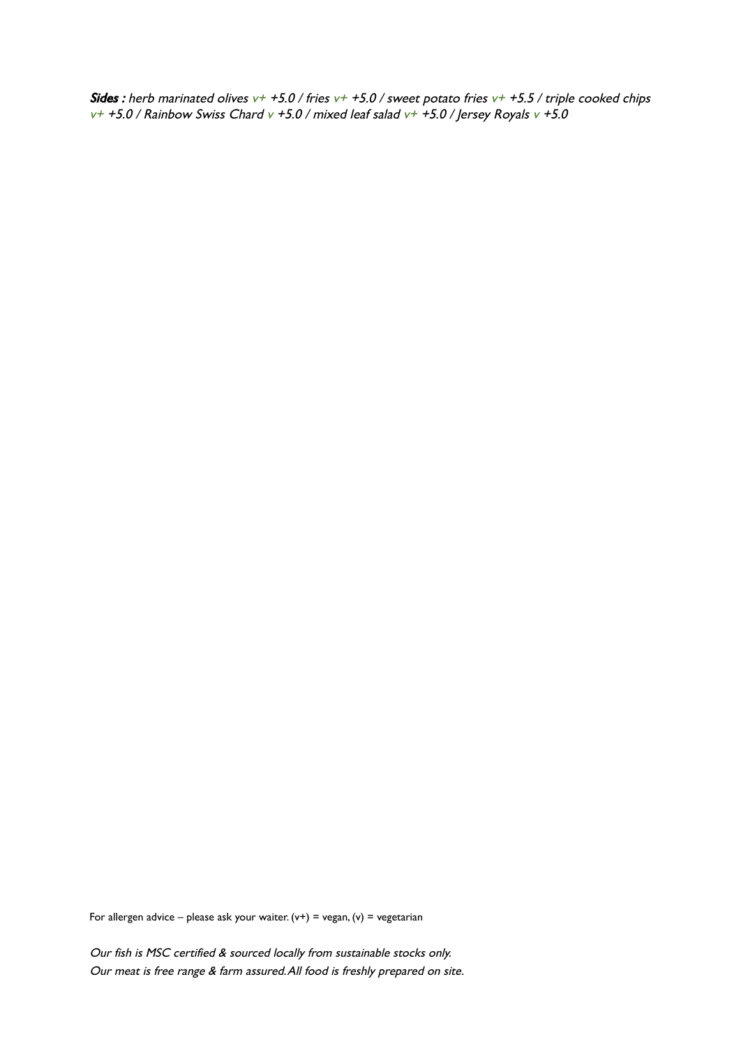***Sides :*** *herb marinated olives v+ +5.0 / fries v+ +5.0 / sweet potato fries v+ +5.5 / triple cooked chips v+ +5.0 / Rainbow Swiss Chard v +5.0 / mixed leaf salad v+ +5.0 / Jersey Royals v +5.0*

For allergen advice – please ask your waiter. (v+) = vegan, (v) = vegetarian

*Our fish is MSC certified & sourced locally from sustainable stocks only.*
*Our meat is free range & farm assured. All food is freshly prepared on site.*